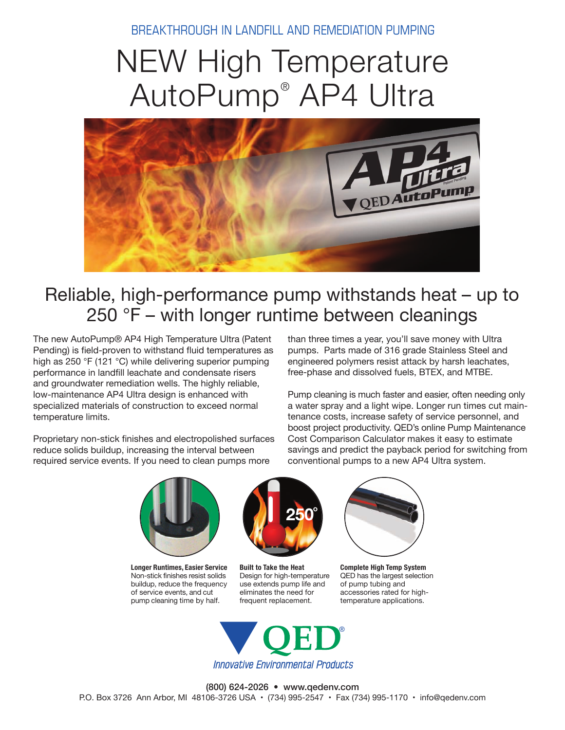BREAKTHROUGH IN LANDFILL AND REMEDIATION PUMPING

# NEW High Temperature AutoPump® AP4 Ultra

## Reliable, high-performance pump withstands heat – up to 250 °F – with longer runtime between cleanings

The new AutoPump® AP4 High Temperature Ultra (Patent Pending) is field-proven to withstand fluid temperatures as high as 250 °F (121 °C) while delivering superior pumping performance in landfill leachate and condensate risers and groundwater remediation wells. The highly reliable, low-maintenance AP4 Ultra design is enhanced with specialized materials of construction to exceed normal temperature limits.

Proprietary non-stick finishes and electropolished surfaces reduce solids buildup, increasing the interval between required service events. If you need to clean pumps more than three times a year, you'll save money with Ultra pumps. Parts made of 316 grade Stainless Steel and engineered polymers resist attack by harsh leachates, free-phase and dissolved fuels, BTEX, and MTBE.

Pump cleaning is much faster and easier, often needing only a water spray and a light wipe. Longer run times cut maintenance costs, increase safety of service personnel, and boost project productivity. QED's online Pump Maintenance Cost Comparison Calculator makes it easy to estimate savings and predict the payback period for switching from conventional pumps to a new AP4 Ultra system.

**Longer Runtimes, Easier Service**
Non-stick finishes resist solids buildup, reduce the frequency of service events, and cut pump cleaning time by half.

**Built to Take the Heat**
Design for high-temperature use extends pump life and eliminates the need for frequent replacement.

**Complete High Temp System**
QED has the largest selection of pump tubing and accessories rated for high-temperature applications.

QED®
*Innovative Environmental Products*

(800) 624-2026 • www.qedenv.com
P.O. Box 3726 Ann Arbor, MI 48106-3726 USA • (734) 995-2547 • Fax (734) 995-1170 • info@qedenv.com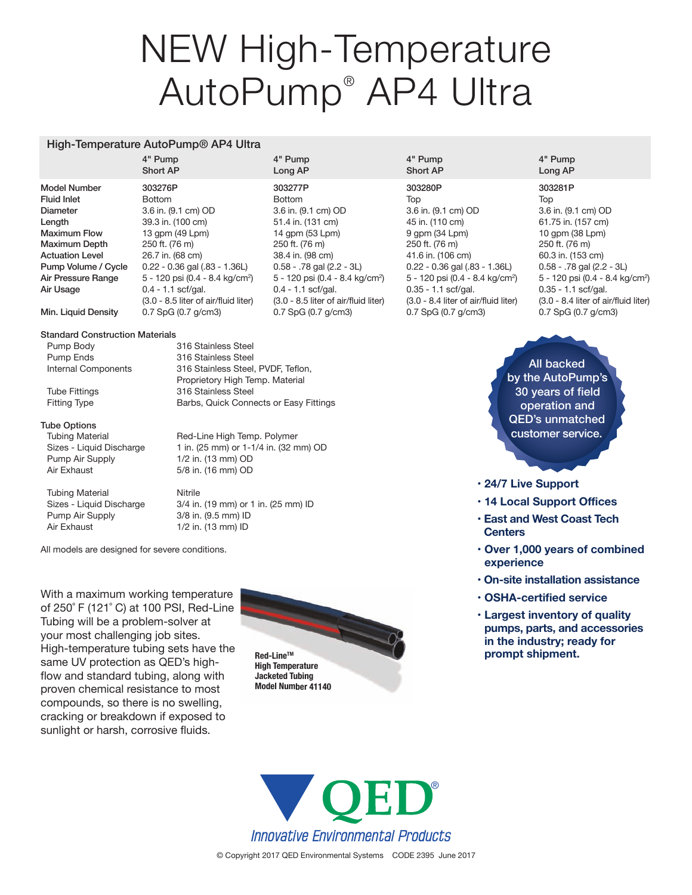# NEW High-Temperature AutoPump® AP4 Ultra

| High-Temperature AutoPump® AP4 Ultra | 4" Pump Short AP | 4" Pump Long AP | 4" Pump Short AP | 4" Pump Long AP |
|---|---|---|---|---|
| Model Number | 303276P | 303277P | 303280P | 303281P |
| Fluid Inlet | Bottom | Bottom | Top | Top |
| Diameter | 3.6 in. (9.1 cm) OD | 3.6 in. (9.1 cm) OD | 3.6 in. (9.1 cm) OD | 3.6 in. (9.1 cm) OD |
| Length | 39.3 in. (100 cm) | 51.4 in. (131 cm) | 45 in. (110 cm) | 61.75 in. (157 cm) |
| Maximum Flow | 13 gpm (49 Lpm) | 14 gpm (53 Lpm) | 9 gpm (34 Lpm) | 10 gpm (38 Lpm) |
| Maximum Depth | 250 ft. (76 m) | 250 ft. (76 m) | 250 ft. (76 m) | 250 ft. (76 m) |
| Actuation Level | 26.7 in. (68 cm) | 38.4 in. (98 cm) | 41.6 in. (106 cm) | 60.3 in. (153 cm) |
| Pump Volume / Cycle | 0.22 - 0.36 gal (.83 - 1.36L) | 0.58 - .78 gal (2.2 - 3L) | 0.22 - 0.36 gal (.83 - 1.36L) | 0.58 - .78 gal (2.2 - 3L) |
| Air Pressure Range | 5 - 120 psi (0.4 - 8.4 kg/cm²) | 5 - 120 psi (0.4 - 8.4 kg/cm²) | 5 - 120 psi (0.4 - 8.4 kg/cm²) | 5 - 120 psi (0.4 - 8.4 kg/cm²) |
| Air Usage | 0.4 - 1.1 scf/gal. (3.0 - 8.5 liter of air/fluid liter) | 0.4 - 1.1 scf/gal. (3.0 - 8.5 liter of air/fluid liter) | 0.35 - 1.1 scf/gal. (3.0 - 8.4 liter of air/fluid liter) | 0.35 - 1.1 scf/gal. (3.0 - 8.4 liter of air/fluid liter) |
| Min. Liquid Density | 0.7 SpG (0.7 g/cm3) | 0.7 SpG (0.7 g/cm3) | 0.7 SpG (0.7 g/cm3) | 0.7 SpG (0.7 g/cm3) |

**Standard Construction Materials**

| | |
|---|---|
| Pump Body | 316 Stainless Steel |
| Pump Ends | 316 Stainless Steel |
| Internal Components | 316 Stainless Steel, PVDF, Teflon, Proprietary High Temp. Material |
| Tube Fittings | 316 Stainless Steel |
| Fitting Type | Barbs, Quick Connects or Easy Fittings |

**Tube Options**

| | |
|---|---|
| Tubing Material | Red-Line High Temp. Polymer |
| Sizes - Liquid Discharge | 1 in. (25 mm) or 1-1/4 in. (32 mm) OD |
| Pump Air Supply | 1/2 in. (13 mm) OD |
| Air Exhaust | 5/8 in. (16 mm) OD |
| Tubing Material | Nitrile |
| Sizes - Liquid Discharge | 3/4 in. (19 mm) or 1 in. (25 mm) ID |
| Pump Air Supply | 3/8 in. (9.5 mm) ID |
| Air Exhaust | 1/2 in. (13 mm) ID |

All models are designed for severe conditions.

With a maximum working temperature of 250° F (121° C) at 100 PSI, Red-Line Tubing will be a problem-solver at your most challenging job sites. High-temperature tubing sets have the same UV protection as QED's high-flow and standard tubing, along with proven chemical resistance to most compounds, so there is no swelling, cracking or breakdown if exposed to sunlight or harsh, corrosive fluids.

**Red-Line™ High Temperature Jacketed Tubing Model Number 41140**

All backed by the AutoPump's 30 years of field operation and QED's unmatched customer service.

- **24/7 Live Support**
- **14 Local Support Offices**
- **East and West Coast Tech Centers**
- **Over 1,000 years of combined experience**
- **On-site installation assistance**
- **OSHA-certified service**
- **Largest inventory of quality pumps, parts, and accessories in the industry; ready for prompt shipment.**

QED®
*Innovative Environmental Products*

© Copyright 2017 QED Environmental Systems CODE 2395 June 2017